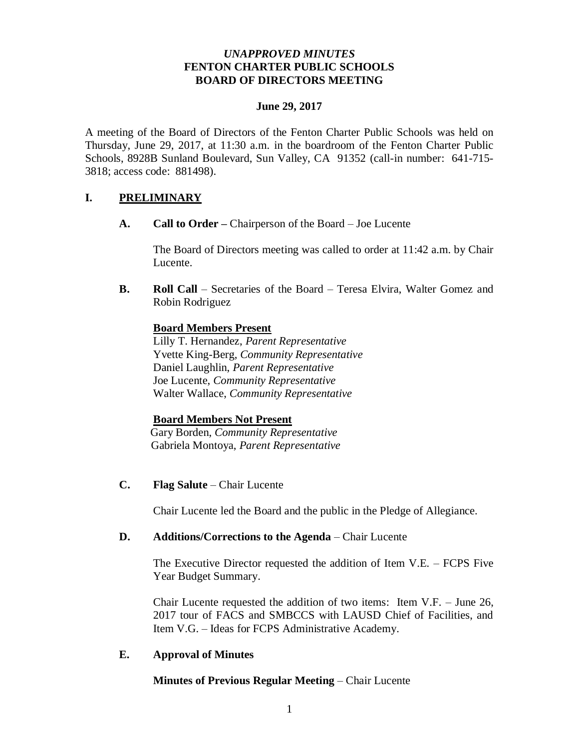*UNAPPROVED MINUTES*
**FENTON CHARTER PUBLIC SCHOOLS**
**BOARD OF DIRECTORS MEETING**

**June 29, 2017**

A meeting of the Board of Directors of the Fenton Charter Public Schools was held on Thursday, June 29, 2017, at 11:30 a.m. in the boardroom of the Fenton Charter Public Schools, 8928B Sunland Boulevard, Sun Valley, CA 91352 (call-in number: 641-715-3818; access code: 881498).

## I. PRELIMINARY

**A. Call to Order –** Chairperson of the Board – Joe Lucente

The Board of Directors meeting was called to order at 11:42 a.m. by Chair Lucente.

**B. Roll Call** – Secretaries of the Board – Teresa Elvira, Walter Gomez and Robin Rodriguez

**Board Members Present**

Lilly T. Hernandez, *Parent Representative*
Yvette King-Berg, *Community Representative*
Daniel Laughlin, *Parent Representative*
Joe Lucente, *Community Representative*
Walter Wallace, *Community Representative*

**Board Members Not Present**

Gary Borden, *Community Representative*
Gabriela Montoya, *Parent Representative*

**C. Flag Salute** – Chair Lucente

Chair Lucente led the Board and the public in the Pledge of Allegiance.

**D. Additions/Corrections to the Agenda** – Chair Lucente

The Executive Director requested the addition of Item V.E. – FCPS Five Year Budget Summary.

Chair Lucente requested the addition of two items: Item V.F. – June 26, 2017 tour of FACS and SMBCCS with LAUSD Chief of Facilities, and Item V.G. – Ideas for FCPS Administrative Academy.

**E. Approval of Minutes**

**Minutes of Previous Regular Meeting** – Chair Lucente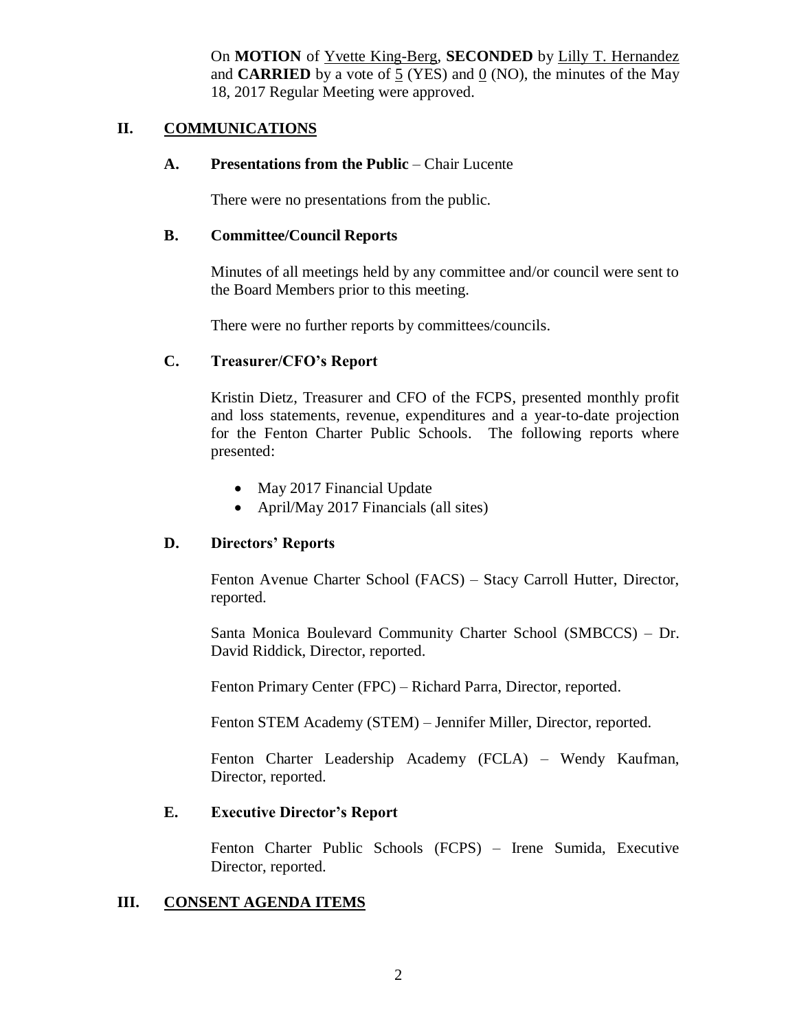On **MOTION** of Yvette King-Berg, **SECONDED** by Lilly T. Hernandez and **CARRIED** by a vote of 5 (YES) and 0 (NO), the minutes of the May 18, 2017 Regular Meeting were approved.

## II. COMMUNICATIONS

### A. Presentations from the Public – Chair Lucente

There were no presentations from the public.

### B. Committee/Council Reports

Minutes of all meetings held by any committee and/or council were sent to the Board Members prior to this meeting.

There were no further reports by committees/councils.

### C. Treasurer/CFO's Report

Kristin Dietz, Treasurer and CFO of the FCPS, presented monthly profit and loss statements, revenue, expenditures and a year-to-date projection for the Fenton Charter Public Schools. The following reports where presented:

- May 2017 Financial Update
- April/May 2017 Financials (all sites)

### D. Directors' Reports

Fenton Avenue Charter School (FACS) – Stacy Carroll Hutter, Director, reported.

Santa Monica Boulevard Community Charter School (SMBCCS) – Dr. David Riddick, Director, reported.

Fenton Primary Center (FPC) – Richard Parra, Director, reported.

Fenton STEM Academy (STEM) – Jennifer Miller, Director, reported.

Fenton Charter Leadership Academy (FCLA) – Wendy Kaufman, Director, reported.

### E. Executive Director's Report

Fenton Charter Public Schools (FCPS) – Irene Sumida, Executive Director, reported.

## III. CONSENT AGENDA ITEMS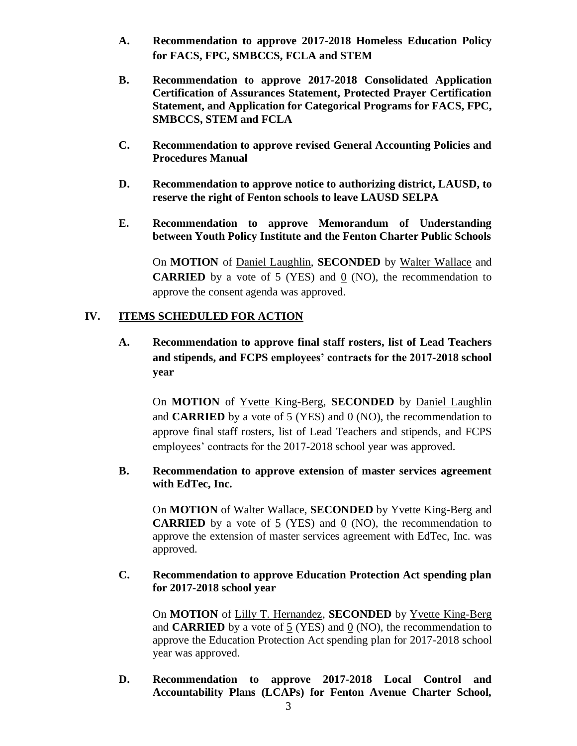**A. Recommendation to approve 2017-2018 Homeless Education Policy for FACS, FPC, SMBCCS, FCLA and STEM**

**B. Recommendation to approve 2017-2018 Consolidated Application Certification of Assurances Statement, Protected Prayer Certification Statement, and Application for Categorical Programs for FACS, FPC, SMBCCS, STEM and FCLA**

**C. Recommendation to approve revised General Accounting Policies and Procedures Manual**

**D. Recommendation to approve notice to authorizing district, LAUSD, to reserve the right of Fenton schools to leave LAUSD SELPA**

**E. Recommendation to approve Memorandum of Understanding between Youth Policy Institute and the Fenton Charter Public Schools**

On **MOTION** of Daniel Laughlin, **SECONDED** by Walter Wallace and **CARRIED** by a vote of 5 (YES) and 0 (NO), the recommendation to approve the consent agenda was approved.

## IV. ITEMS SCHEDULED FOR ACTION

**A. Recommendation to approve final staff rosters, list of Lead Teachers and stipends, and FCPS employees' contracts for the 2017-2018 school year**

On **MOTION** of Yvette King-Berg, **SECONDED** by Daniel Laughlin and **CARRIED** by a vote of 5 (YES) and 0 (NO), the recommendation to approve final staff rosters, list of Lead Teachers and stipends, and FCPS employees' contracts for the 2017-2018 school year was approved.

**B. Recommendation to approve extension of master services agreement with EdTec, Inc.**

On **MOTION** of Walter Wallace, **SECONDED** by Yvette King-Berg and **CARRIED** by a vote of 5 (YES) and 0 (NO), the recommendation to approve the extension of master services agreement with EdTec, Inc. was approved.

**C. Recommendation to approve Education Protection Act spending plan for 2017-2018 school year**

On **MOTION** of Lilly T. Hernandez, **SECONDED** by Yvette King-Berg and **CARRIED** by a vote of 5 (YES) and 0 (NO), the recommendation to approve the Education Protection Act spending plan for 2017-2018 school year was approved.

**D. Recommendation to approve 2017-2018 Local Control and Accountability Plans (LCAPs) for Fenton Avenue Charter School,**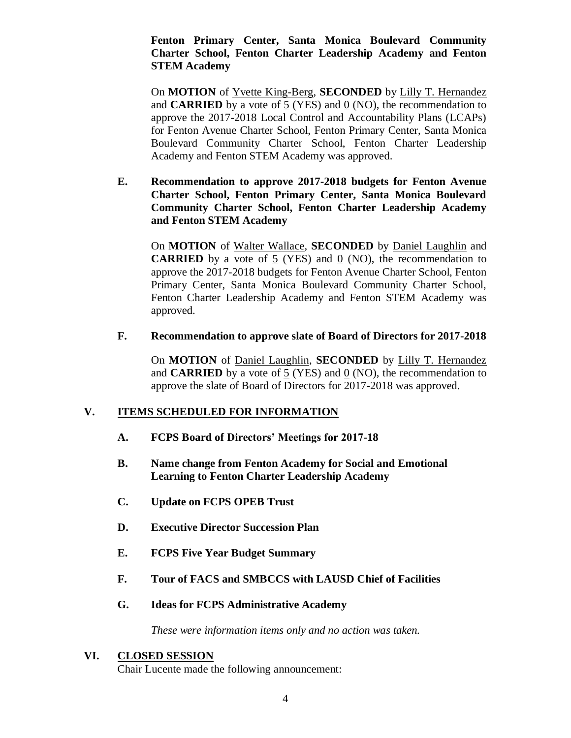**Fenton Primary Center, Santa Monica Boulevard Community Charter School, Fenton Charter Leadership Academy and Fenton STEM Academy**

On **MOTION** of Yvette King-Berg, **SECONDED** by Lilly T. Hernandez and **CARRIED** by a vote of 5 (YES) and 0 (NO), the recommendation to approve the 2017-2018 Local Control and Accountability Plans (LCAPs) for Fenton Avenue Charter School, Fenton Primary Center, Santa Monica Boulevard Community Charter School, Fenton Charter Leadership Academy and Fenton STEM Academy was approved.

**E. Recommendation to approve 2017-2018 budgets for Fenton Avenue Charter School, Fenton Primary Center, Santa Monica Boulevard Community Charter School, Fenton Charter Leadership Academy and Fenton STEM Academy**

On **MOTION** of Walter Wallace, **SECONDED** by Daniel Laughlin and **CARRIED** by a vote of 5 (YES) and 0 (NO), the recommendation to approve the 2017-2018 budgets for Fenton Avenue Charter School, Fenton Primary Center, Santa Monica Boulevard Community Charter School, Fenton Charter Leadership Academy and Fenton STEM Academy was approved.

**F. Recommendation to approve slate of Board of Directors for 2017-2018**

On **MOTION** of Daniel Laughlin, **SECONDED** by Lilly T. Hernandez and **CARRIED** by a vote of 5 (YES) and 0 (NO), the recommendation to approve the slate of Board of Directors for 2017-2018 was approved.

## V. ITEMS SCHEDULED FOR INFORMATION

**A. FCPS Board of Directors' Meetings for 2017-18**

**B. Name change from Fenton Academy for Social and Emotional Learning to Fenton Charter Leadership Academy**

**C. Update on FCPS OPEB Trust**

**D. Executive Director Succession Plan**

**E. FCPS Five Year Budget Summary**

**F. Tour of FACS and SMBCCS with LAUSD Chief of Facilities**

**G. Ideas for FCPS Administrative Academy**

*These were information items only and no action was taken.*

## VI. CLOSED SESSION

Chair Lucente made the following announcement: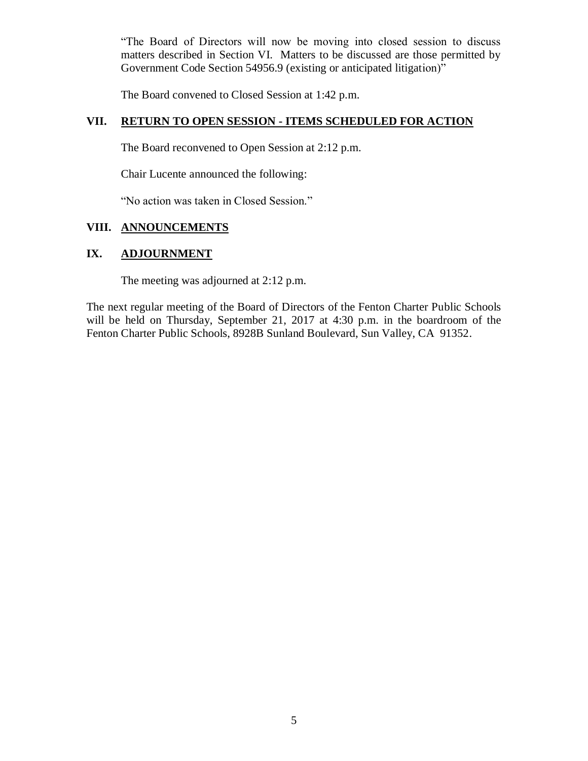"The Board of Directors will now be moving into closed session to discuss matters described in Section VI. Matters to be discussed are those permitted by Government Code Section 54956.9 (existing or anticipated litigation)"

The Board convened to Closed Session at 1:42 p.m.

## VII. RETURN TO OPEN SESSION - ITEMS SCHEDULED FOR ACTION

The Board reconvened to Open Session at 2:12 p.m.

Chair Lucente announced the following:

"No action was taken in Closed Session."

## VIII. ANNOUNCEMENTS

## IX. ADJOURNMENT

The meeting was adjourned at 2:12 p.m.

The next regular meeting of the Board of Directors of the Fenton Charter Public Schools will be held on Thursday, September 21, 2017 at 4:30 p.m. in the boardroom of the Fenton Charter Public Schools, 8928B Sunland Boulevard, Sun Valley, CA 91352.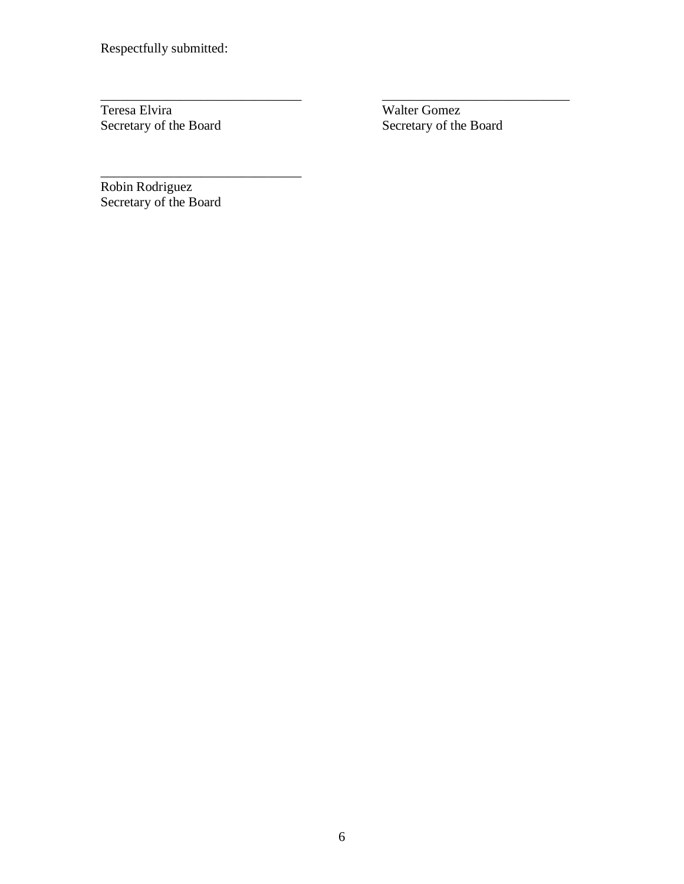Respectfully submitted:

______________________________
Teresa Elvira
Secretary of the Board

______________________________
Walter Gomez
Secretary of the Board

______________________________
Robin Rodriguez
Secretary of the Board